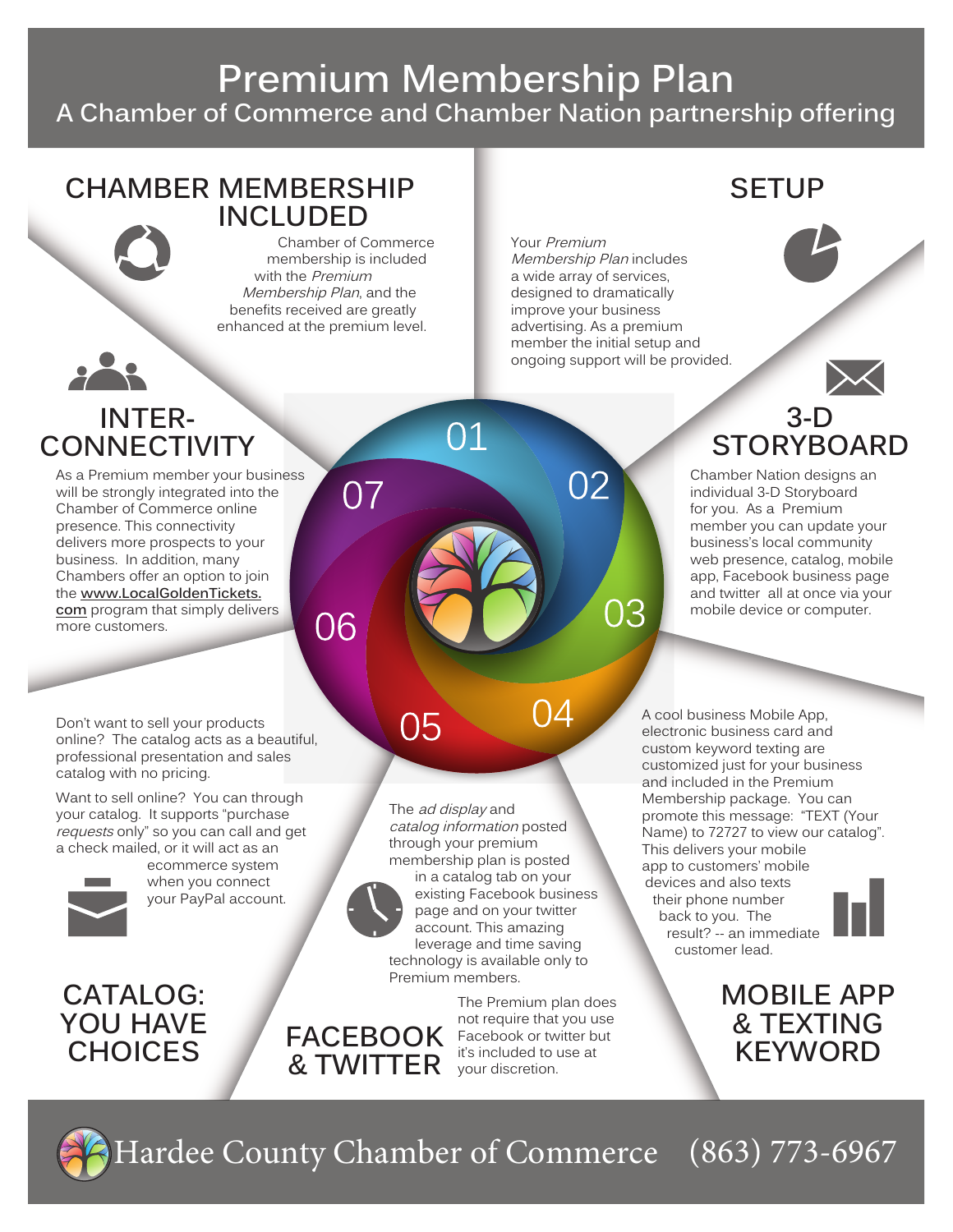# Premium Membership Plan

## A Chamber of Commerce and Chamber Nation partnership offering

## CHAMBER MEMBERSHIP INCLUDED

Chamber of Commerce membership is included with the *Premium Membership Plan*, and the benefits received are greatly enhanced at the premium level.

## SETUP

Your *Premium Membership Plan* includes a wide array of services, designed to dramatically improve your business advertising. As a premium member the initial setup and ongoing support will be provided.

## 3-D STORYBOARD

Chamber Nation designs an individual 3-D Storyboard for you. As a Premium member you can update your business's local community web presence, catalog, mobile app, Facebook business page and twitter all at once via your mobile device or computer.

## MOBILE APP & TEXTING KEYWORD

A cool business Mobile App, electronic business card and custom keyword texting are customized just for your business and included in the Premium Membership package. You can promote this message: "TEXT (Your Name) to 72727 to view our catalog". This delivers your mobile app to customers' mobile devices and also texts their phone number back to you. The result? -- an immediate customer lead.

## FACEBOOK & TWITTER

The *ad display* and *catalog information* posted through your premium membership plan is posted in a catalog tab on your existing Facebook business page and on your twitter account. This amazing leverage and time saving technology is available only to Premium members.

The Premium plan does not require that you use Facebook or twitter but it's included to use at your discretion.

## CATALOG: YOU HAVE CHOICES

Don't want to sell your products online? The catalog acts as a beautiful, professional presentation and sales catalog with no pricing.

Want to sell online? You can through your catalog. It supports "purchase *requests* only" so you can call and get a check mailed, or it will act as an ecommerce system when you connect your PayPal account.

## INTER-CONNECTIVITY

As a Premium member your business will be strongly integrated into the Chamber of Commerce online presence. This connectivity delivers more prospects to your business. In addition, many Chambers offer an option to join the **www.LocalGoldenTickets.com** program that simply delivers more customers.

Hardee County Chamber of Commerce (863) 773-6967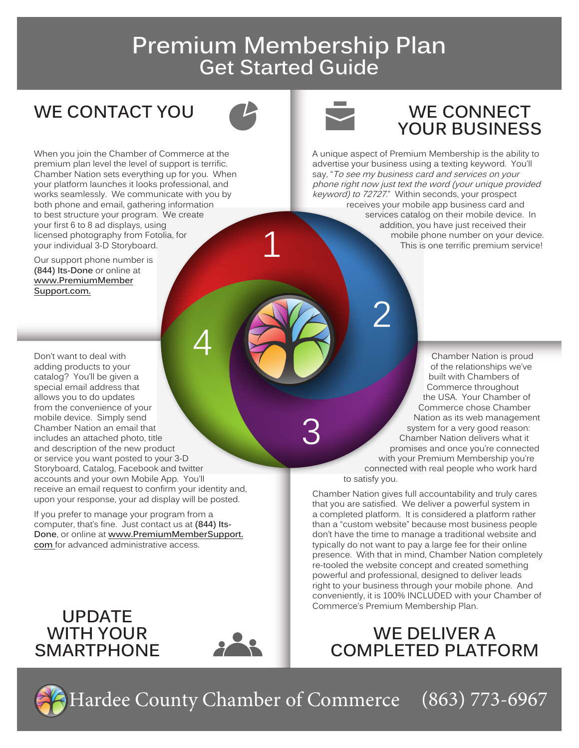# Premium Membership Plan

## Get Started Guide

## WE CONTACT YOU

When you join the Chamber of Commerce at the premium plan level the level of support is terrific. Chamber Nation sets everything up for you. When your platform launches it looks professional, and works seamlessly. We communicate with you by both phone and email, gathering information to best structure your program. We create your first 6 to 8 ad displays, using licensed photography from Fotolia, for your individual 3-D Storyboard.

Our support phone number is **(844) Its-Done** or online at **www.PremiumMemberSupport.com.**

## WE CONNECT YOUR BUSINESS

A unique aspect of Premium Membership is the ability to advertise your business using a texting keyword. You'll say, "*To see my business card and services on your phone right now just text the word (your unique provided keyword) to 72727.*" Within seconds, your prospect receives your mobile app business card and services catalog on their mobile device. In addition, you have just received their mobile phone number on your device. This is one terrific premium service!

1

2

3

4

## WE DELIVER A COMPLETED PLATFORM

Chamber Nation is proud of the relationships we've built with Chambers of Commerce throughout the USA. Your Chamber of Commerce chose Chamber Nation as its web management system for a very good reason: Chamber Nation delivers what it promises and once you're connected with your Premium Membership you're connected with real people who work hard to satisfy you.

Chamber Nation gives full accountability and truly cares that you are satisfied. We deliver a powerful system in a completed platform. It is considered a platform rather than a "custom website" because most business people don't have the time to manage a traditional website and typically do not want to pay a large fee for their online presence. With that in mind, Chamber Nation completely re-tooled the website concept and created something powerful and professional, designed to deliver leads right to your business through your mobile phone. And conveniently, it is 100% INCLUDED with your Chamber of Commerce's Premium Membership Plan.

## UPDATE WITH YOUR SMARTPHONE

Don't want to deal with adding products to your catalog? You'll be given a special email address that allows you to do updates from the convenience of your mobile device. Simply send Chamber Nation an email that includes an attached photo, title and description of the new product or service you want posted to your 3-D Storyboard, Catalog, Facebook and twitter accounts and your own Mobile App. You'll receive an email request to confirm your identity and, upon your response, your ad display will be posted.

If you prefer to manage your program from a computer, that's fine. Just contact us at **(844) Its-Done**, or online at **www.PremiumMemberSupport.com** for advanced administrative access.

Hardee County Chamber of Commerce (863) 773-6967